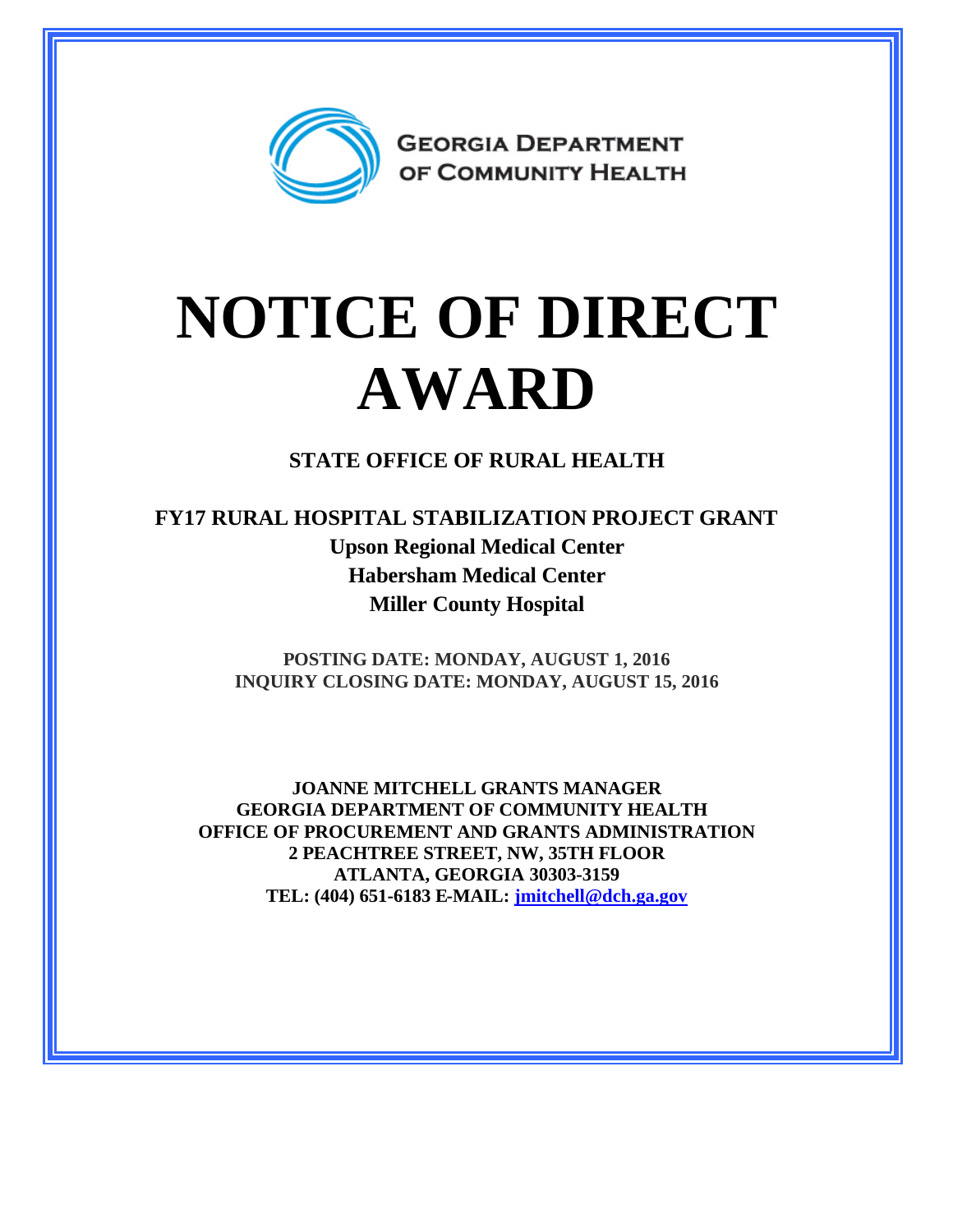GEORGIA DEPARTMENT OF COMMUNITY HEALTH

# NOTICE OF DIRECT AWARD

## STATE OFFICE OF RURAL HEALTH

## FY17 RURAL HOSPITAL STABILIZATION PROJECT GRANT

**Upson Regional Medical Center**
**Habersham Medical Center**
**Miller County Hospital**

**POSTING DATE: MONDAY, AUGUST 1, 2016**
**INQUIRY CLOSING DATE: MONDAY, AUGUST 15, 2016**

**JOANNE MITCHELL GRANTS MANAGER**
**GEORGIA DEPARTMENT OF COMMUNITY HEALTH**
**OFFICE OF PROCUREMENT AND GRANTS ADMINISTRATION**
**2 PEACHTREE STREET, NW, 35TH FLOOR**
**ATLANTA, GEORGIA 30303-3159**
**TEL: (404) 651-6183 E-MAIL: jmitchell@dch.ga.gov**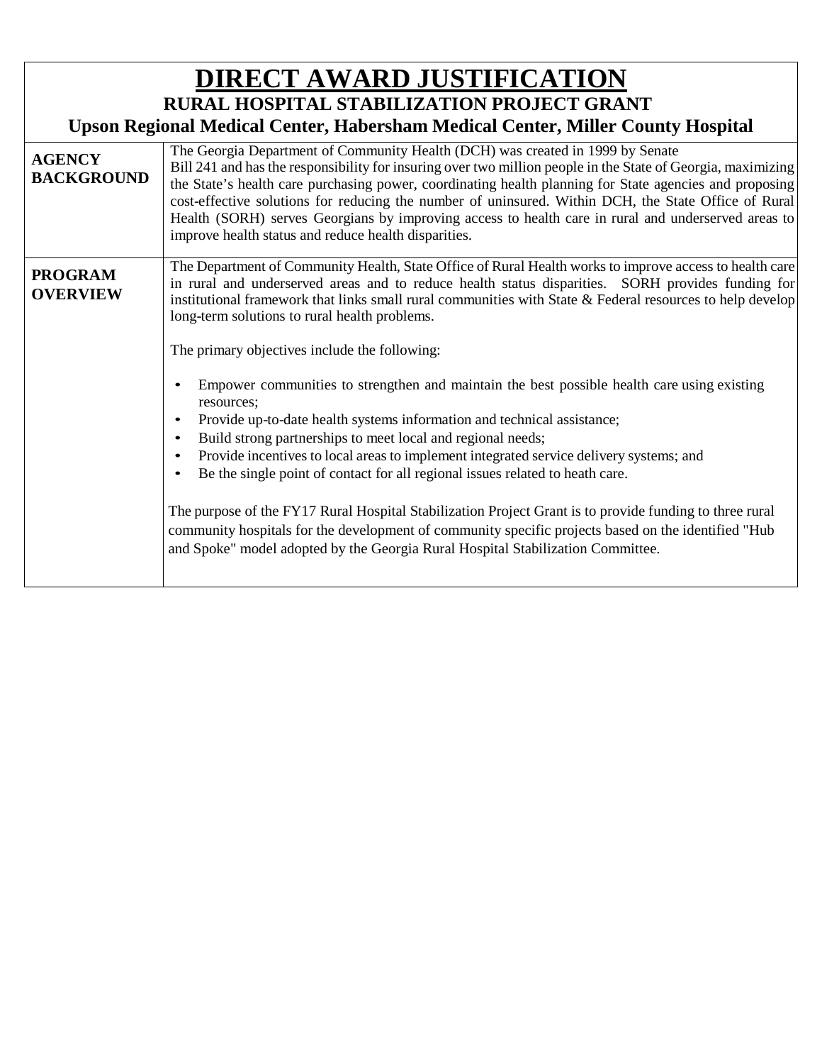# DIRECT AWARD JUSTIFICATION

## RURAL HOSPITAL STABILIZATION PROJECT GRANT

### Upson Regional Medical Center, Habersham Medical Center, Miller County Hospital

| | |
|---|---|
| **AGENCY BACKGROUND** | The Georgia Department of Community Health (DCH) was created in 1999 by Senate Bill 241 and has the responsibility for insuring over two million people in the State of Georgia, maximizing the State's health care purchasing power, coordinating health planning for State agencies and proposing cost-effective solutions for reducing the number of uninsured. Within DCH, the State Office of Rural Health (SORH) serves Georgians by improving access to health care in rural and underserved areas to improve health status and reduce health disparities. |
| **PROGRAM OVERVIEW** | The Department of Community Health, State Office of Rural Health works to improve access to health care in rural and underserved areas and to reduce health status disparities. SORH provides funding for institutional framework that links small rural communities with State & Federal resources to help develop long-term solutions to rural health problems.<br><br>The primary objectives include the following:<br><br>• Empower communities to strengthen and maintain the best possible health care using existing resources;<br>• Provide up-to-date health systems information and technical assistance;<br>• Build strong partnerships to meet local and regional needs;<br>• Provide incentives to local areas to implement integrated service delivery systems; and<br>• Be the single point of contact for all regional issues related to heath care.<br><br>The purpose of the FY17 Rural Hospital Stabilization Project Grant is to provide funding to three rural community hospitals for the development of community specific projects based on the identified "Hub and Spoke" model adopted by the Georgia Rural Hospital Stabilization Committee. |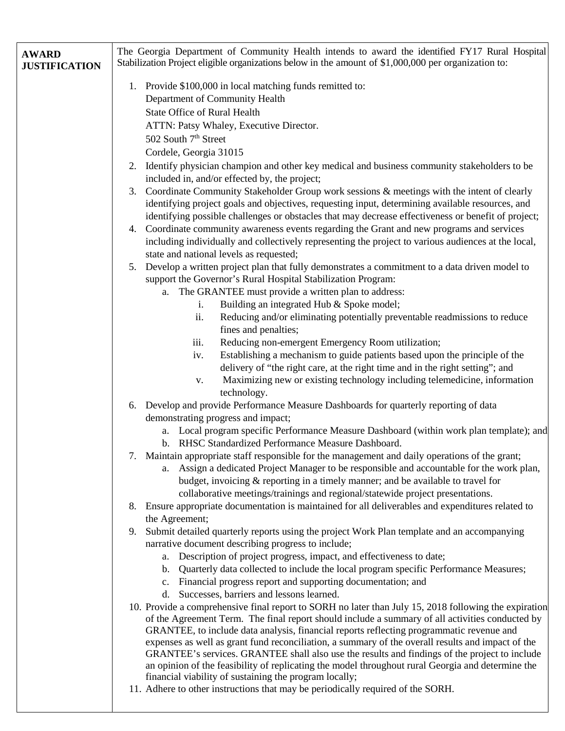| **AWARD JUSTIFICATION** | The Georgia Department of Community Health intends to award the identified FY17 Rural Hospital Stabilization Project eligible organizations below in the amount of $1,000,000 per organization to:<br><br>1. Provide $100,000 in local matching funds remitted to:<br>Department of Community Health<br>State Office of Rural Health<br>ATTN: Patsy Whaley, Executive Director.<br>502 South 7th Street<br>Cordele, Georgia 31015<br>2. Identify physician champion and other key medical and business community stakeholders to be included in, and/or effected by, the project;<br>3. Coordinate Community Stakeholder Group work sessions & meetings with the intent of clearly identifying project goals and objectives, requesting input, determining available resources, and identifying possible challenges or obstacles that may decrease effectiveness or benefit of project;<br>4. Coordinate community awareness events regarding the Grant and new programs and services including individually and collectively representing the project to various audiences at the local, state and national levels as requested;<br>5. Develop a written project plan that fully demonstrates a commitment to a data driven model to support the Governor's Rural Hospital Stabilization Program:<br>&nbsp;&nbsp;&nbsp;&nbsp;a. The GRANTEE must provide a written plan to address:<br>&nbsp;&nbsp;&nbsp;&nbsp;&nbsp;&nbsp;&nbsp;&nbsp;i. Building an integrated Hub & Spoke model;<br>&nbsp;&nbsp;&nbsp;&nbsp;&nbsp;&nbsp;&nbsp;&nbsp;ii. Reducing and/or eliminating potentially preventable readmissions to reduce fines and penalties;<br>&nbsp;&nbsp;&nbsp;&nbsp;&nbsp;&nbsp;&nbsp;&nbsp;iii. Reducing non-emergent Emergency Room utilization;<br>&nbsp;&nbsp;&nbsp;&nbsp;&nbsp;&nbsp;&nbsp;&nbsp;iv. Establishing a mechanism to guide patients based upon the principle of the delivery of "the right care, at the right time and in the right setting"; and<br>&nbsp;&nbsp;&nbsp;&nbsp;&nbsp;&nbsp;&nbsp;&nbsp;v. Maximizing new or existing technology including telemedicine, information technology.<br>6. Develop and provide Performance Measure Dashboards for quarterly reporting of data demonstrating progress and impact;<br>&nbsp;&nbsp;&nbsp;&nbsp;a. Local program specific Performance Measure Dashboard (within work plan template); and<br>&nbsp;&nbsp;&nbsp;&nbsp;b. RHSC Standardized Performance Measure Dashboard.<br>7. Maintain appropriate staff responsible for the management and daily operations of the grant;<br>&nbsp;&nbsp;&nbsp;&nbsp;a. Assign a dedicated Project Manager to be responsible and accountable for the work plan, budget, invoicing & reporting in a timely manner; and be available to travel for collaborative meetings/trainings and regional/statewide project presentations.<br>8. Ensure appropriate documentation is maintained for all deliverables and expenditures related to the Agreement;<br>9. Submit detailed quarterly reports using the project Work Plan template and an accompanying narrative document describing progress to include;<br>&nbsp;&nbsp;&nbsp;&nbsp;a. Description of project progress, impact, and effectiveness to date;<br>&nbsp;&nbsp;&nbsp;&nbsp;b. Quarterly data collected to include the local program specific Performance Measures;<br>&nbsp;&nbsp;&nbsp;&nbsp;c. Financial progress report and supporting documentation; and<br>&nbsp;&nbsp;&nbsp;&nbsp;d. Successes, barriers and lessons learned.<br>10. Provide a comprehensive final report to SORH no later than July 15, 2018 following the expiration of the Agreement Term. The final report should include a summary of all activities conducted by GRANTEE, to include data analysis, financial reports reflecting programmatic revenue and expenses as well as grant fund reconciliation, a summary of the overall results and impact of the GRANTEE's services. GRANTEE shall also use the results and findings of the project to include an opinion of the feasibility of replicating the model throughout rural Georgia and determine the financial viability of sustaining the program locally;<br>11. Adhere to other instructions that may be periodically required of the SORH. |
|---|---|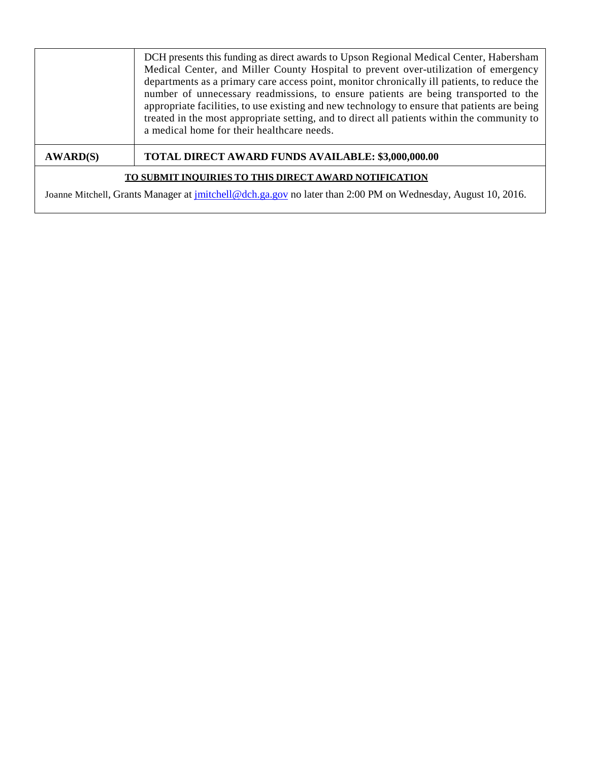| | |
|---|---|
| | DCH presents this funding as direct awards to Upson Regional Medical Center, Habersham Medical Center, and Miller County Hospital to prevent over-utilization of emergency departments as a primary care access point, monitor chronically ill patients, to reduce the number of unnecessary readmissions, to ensure patients are being transported to the appropriate facilities, to use existing and new technology to ensure that patients are being treated in the most appropriate setting, and to direct all patients within the community to a medical home for their healthcare needs. |
| **AWARD(S)** | **TOTAL DIRECT AWARD FUNDS AVAILABLE: $3,000,000.00** |

**TO SUBMIT INQUIRIES TO THIS DIRECT AWARD NOTIFICATION**

Joanne Mitchell, Grants Manager at jmitchell@dch.ga.gov no later than 2:00 PM on Wednesday, August 10, 2016.